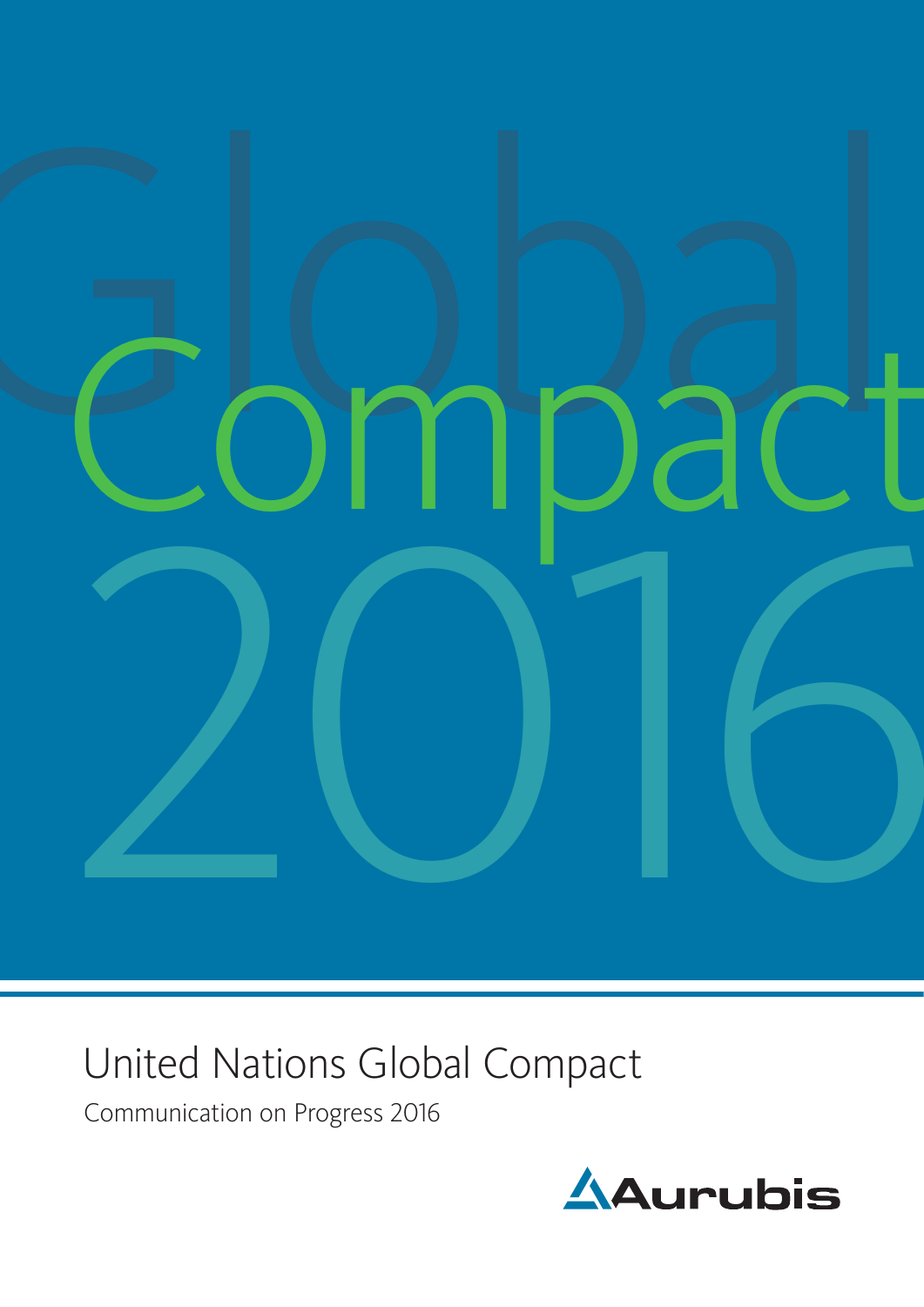Global

Compact

2016

# United Nations Global Compact

Communication on Progress 2016

Aurubis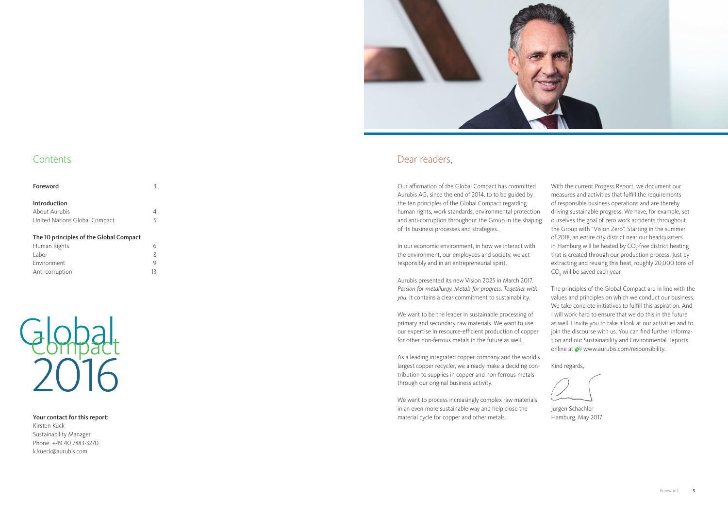## Contents

| | |
|---|---|
| **Foreword** | 3 |
| **Introduction** | |
| About Aurubis | 4 |
| United Nations Global Compact | 5 |
| **The 10 principles of the Global Compact** | |
| Human Rights | 6 |
| Labor | 8 |
| Environment | 9 |
| Anti-corruption | 13 |

Global Compact 2016

**Your contact for this report:**
Kirsten Kück
Sustainability Manager
Phone +49 40 7883-3270
k.kueck@aurubis.com

## Dear readers,

Our affirmation of the Global Compact has committed Aurubis AG, since the end of 2014, to to be guided by the ten principles of the Global Compact regarding human rights, work standards, environmental protection and anti-corruption throughout the Group in the shaping of its business processes and strategies.

In our economic environment, in how we interact with the environment, our employees and society, we act responsibly and in an entrepreneurial spirit.

Aurubis presented its new Vision 2025 in March 2017. *Passion for metallurgy. Metals for progress. Together with you.* It contains a clear commitment to sustainability.

We want to be the leader in sustainable processing of primary and secondary raw materials. We want to use our expertise in resource-efficient production of copper for other non-ferrous metals in the future as well.

As a leading integrated copper company and the world's largest copper recycler, we already make a deciding contribution to supplies in copper and non-ferrous metals through our original business activity.

We want to process increasingly complex raw materials in an even more sustainable way and help close the material cycle for copper and other metals.

With the current Progess Report, we document our measures and activities that fulfill the requirements of responsible business operations and are thereby driving sustainable progress. We have, for example, set ourselves the goal of zero work accidents throughout the Group with "Vision Zero". Starting in the summer of 2018, an entire city district near our headquarters in Hamburg will be heated by $CO_2$-free district heating that is created through our production process. Just by extracting and reusing this heat, roughly 20,000 tons of $CO_2$ will be saved each year.

The principles of the Global Compact are in line with the values and principles on which we conduct our business. We take concrete initiatives to fulfill this aspiration. And I will work hard to ensure that we do this in the future as well. I invite you to take a look at our activities and to join the discourse with us. You can find further information and our Sustainability and Environmental Reports online at www.aurubis.com/responsibility.

Kind regards,

Jürgen Schachler
Hamburg, May 2017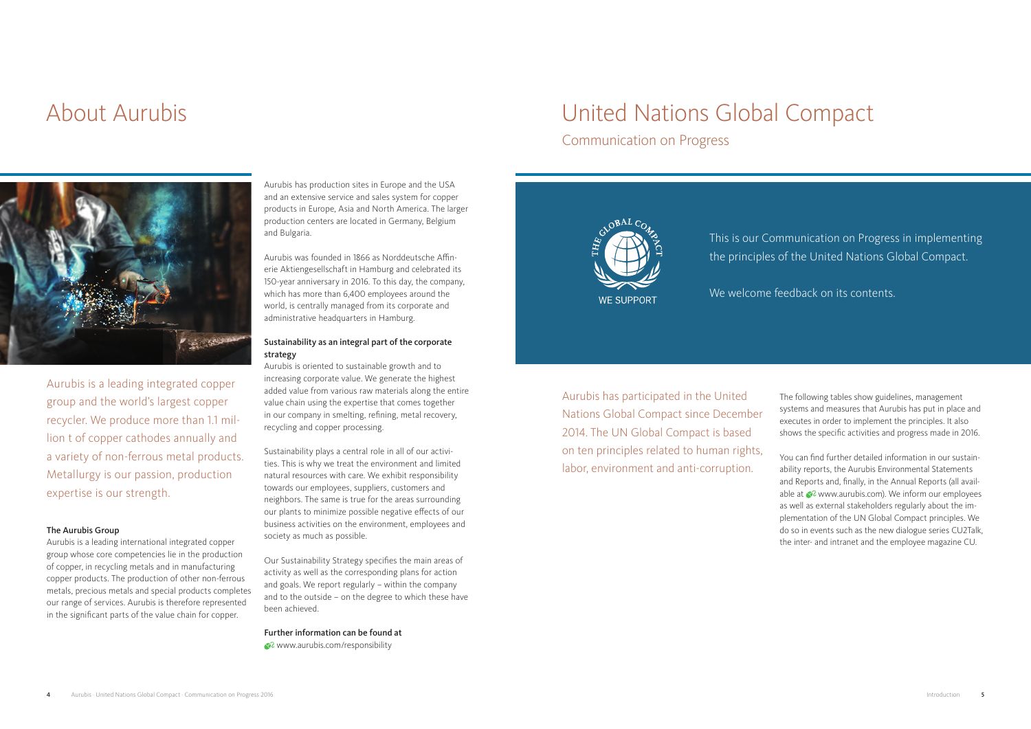# About Aurubis

Aurubis is a leading integrated copper group and the world's largest copper recycler. We produce more than 1.1 million t of copper cathodes annually and a variety of non-ferrous metal products. Metallurgy is our passion, production expertise is our strength.

**The Aurubis Group**

Aurubis is a leading international integrated copper group whose core competencies lie in the production of copper, in recycling metals and in manufacturing copper products. The production of other non-ferrous metals, precious metals and special products completes our range of services. Aurubis is therefore represented in the significant parts of the value chain for copper.

Aurubis has production sites in Europe and the USA and an extensive service and sales system for copper products in Europe, Asia and North America. The larger production centers are located in Germany, Belgium and Bulgaria.

Aurubis was founded in 1866 as Norddeutsche Affinerie Aktiengesellschaft in Hamburg and celebrated its 150-year anniversary in 2016. To this day, the company, which has more than 6,400 employees around the world, is centrally managed from its corporate and administrative headquarters in Hamburg.

**Sustainability as an integral part of the corporate strategy**

Aurubis is oriented to sustainable growth and to increasing corporate value. We generate the highest added value from various raw materials along the entire value chain using the expertise that comes together in our company in smelting, refining, metal recovery, recycling and copper processing.

Sustainability plays a central role in all of our activities. This is why we treat the environment and limited natural resources with care. We exhibit responsibility towards our employees, suppliers, customers and neighbors. The same is true for the areas surrounding our plants to minimize possible negative effects of our business activities on the environment, employees and society as much as possible.

Our Sustainability Strategy specifies the main areas of activity as well as the corresponding plans for action and goals. We report regularly – within the company and to the outside – on the degree to which these have been achieved.

**Further information can be found at**
www.aurubis.com/responsibility

# United Nations Global Compact

## Communication on Progress

WE SUPPORT

This is our Communication on Progress in implementing the principles of the United Nations Global Compact.

We welcome feedback on its contents.

Aurubis has participated in the United Nations Global Compact since December 2014. The UN Global Compact is based on ten principles related to human rights, labor, environment and anti-corruption.

The following tables show guidelines, management systems and measures that Aurubis has put in place and executes in order to implement the principles. It also shows the specific activities and progress made in 2016.

You can find further detailed information in our sustainability reports, the Aurubis Environmental Statements and Reports and, finally, in the Annual Reports (all available at www.aurubis.com). We inform our employees as well as external stakeholders regularly about the implementation of the UN Global Compact principles. We do so in events such as the new dialogue series CU2Talk, the inter- and intranet and the employee magazine CU.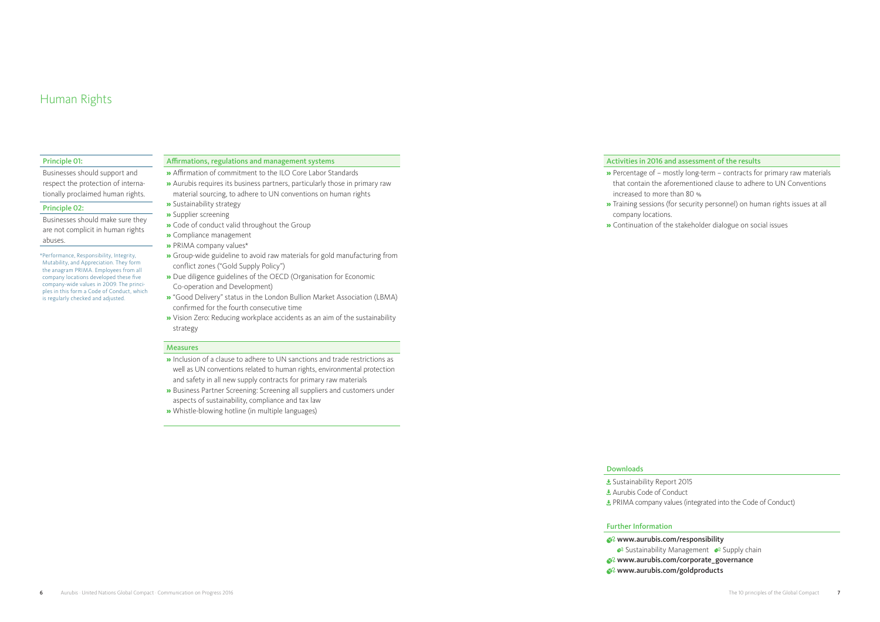# Human Rights

### Principle 01:

Businesses should support and respect the protection of internationally proclaimed human rights.

### Principle 02:

Businesses should make sure they are not complicit in human rights abuses.

*Performance, Responsibility, Integrity, Mutability, and Appreciation. They form the anagram PRIMA. Employees from all company locations developed these five company-wide values in 2009. The principles in this form a Code of Conduct, which is regularly checked and adjusted.

### Affirmations, regulations and management systems

- Affirmation of commitment to the ILO Core Labor Standards
- Aurubis requires its business partners, particularly those in primary raw material sourcing, to adhere to UN conventions on human rights
- Sustainability strategy
- Supplier screening
- Code of conduct valid throughout the Group
- Compliance management
- PRIMA company values*
- Group-wide guideline to avoid raw materials for gold manufacturing from conflict zones ("Gold Supply Policy")
- Due diligence guidelines of the OECD (Organisation for Economic Co-operation and Development)
- "Good Delivery" status in the London Bullion Market Association (LBMA) confirmed for the fourth consecutive time
- Vision Zero: Reducing workplace accidents as an aim of the sustainability strategy

### Measures

- Inclusion of a clause to adhere to UN sanctions and trade restrictions as well as UN conventions related to human rights, environmental protection and safety in all new supply contracts for primary raw materials
- Business Partner Screening: Screening all suppliers and customers under aspects of sustainability, compliance and tax law
- Whistle-blowing hotline (in multiple languages)

### Activities in 2016 and assessment of the results

- Percentage of – mostly long-term – contracts for primary raw materials that contain the aforementioned clause to adhere to UN Conventions increased to more than 80 %
- Training sessions (for security personnel) on human rights issues at all company locations.
- Continuation of the stakeholder dialogue on social issues

### Downloads

- Sustainability Report 2015
- Aurubis Code of Conduct
- PRIMA company values (integrated into the Code of Conduct)

### Further Information

- **www.aurubis.com/responsibility**
  - Sustainability Management
  - Supply chain
- **www.aurubis.com/corporate_governance**
- **www.aurubis.com/goldproducts**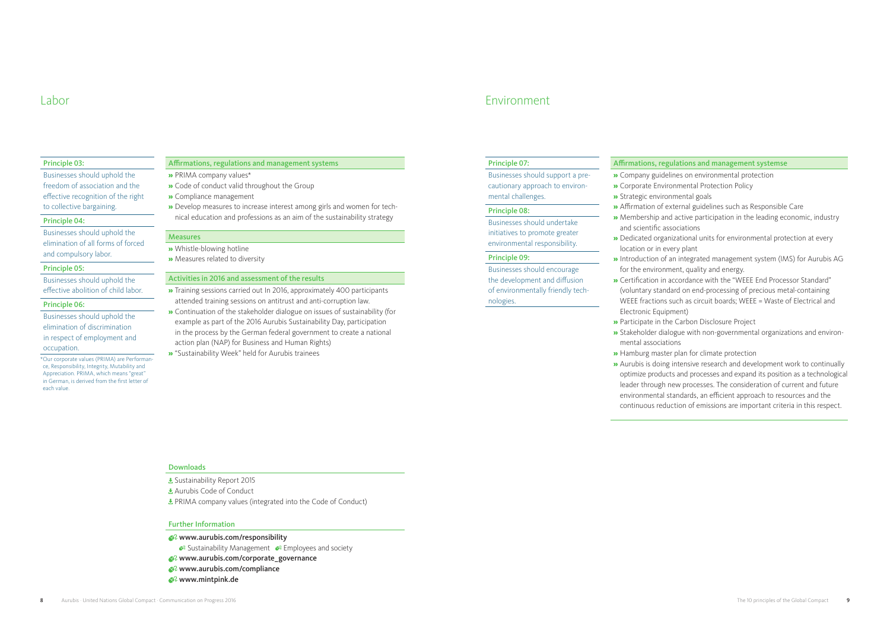# Labor

### Principle 03:

Businesses should uphold the freedom of association and the effective recognition of the right to collective bargaining.

### Principle 04:

Businesses should uphold the elimination of all forms of forced and compulsory labor.

### Principle 05:

Businesses should uphold the effective abolition of child labor.

### Principle 06:

Businesses should uphold the elimination of discrimination in respect of employment and occupation.

*Our corporate values (PRIMA) are Performance, Responsibility, Integrity, Mutability and Appreciation. PRIMA, which means "great" in German, is derived from the first letter of each value.

### Affirmations, regulations and management systems

- PRIMA company values*
- Code of conduct valid throughout the Group
- Compliance management
- Develop measures to increase interest among girls and women for technical education and professions as an aim of the sustainability strategy

### Measures

- Whistle-blowing hotline
- Measures related to diversity

### Activities in 2016 and assessment of the results

- Training sessions carried out In 2016, approximately 400 participants attended training sessions on antitrust and anti-corruption law.
- Continuation of the stakeholder dialogue on issues of sustainability (for example as part of the 2016 Aurubis Sustainability Day, participation in the process by the German federal government to create a national action plan (NAP) for Business and Human Rights)
- "Sustainability Week" held for Aurubis trainees

### Downloads

- Sustainability Report 2015
- Aurubis Code of Conduct
- PRIMA company values (integrated into the Code of Conduct)

### Further Information

- **www.aurubis.com/responsibility**
  - Sustainability Management
  - Employees and society
- **www.aurubis.com/corporate_governance**
- **www.aurubis.com/compliance**
- **www.mintpink.de**

# Environment

### Principle 07:

Businesses should support a precautionary approach to environmental challenges.

### Principle 08:

Businesses should undertake initiatives to promote greater environmental responsibility.

### Principle 09:

Businesses should encourage the development and diffusion of environmentally friendly technologies.

### Affirmations, regulations and management systemse

- Company guidelines on environmental protection
- Corporate Environmental Protection Policy
- Strategic environmental goals
- Affirmation of external guidelines such as Responsible Care
- Membership and active participation in the leading economic, industry and scientific associations
- Dedicated organizational units for environmental protection at every location or in every plant
- Introduction of an integrated management system (IMS) for Aurubis AG for the environment, quality and energy.
- Certification in accordance with the "WEEE End Processor Standard" (voluntary standard on end-processing of precious metal-containing WEEE fractions such as circuit boards; WEEE = Waste of Electrical and Electronic Equipment)
- Participate in the Carbon Disclosure Project
- Stakeholder dialogue with non-governmental organizations and environmental associations
- Hamburg master plan for climate protection
- Aurubis is doing intensive research and development work to continually optimize products and processes and expand its position as a technological leader through new processes. The consideration of current and future environmental standards, an efficient approach to resources and the continuous reduction of emissions are important criteria in this respect.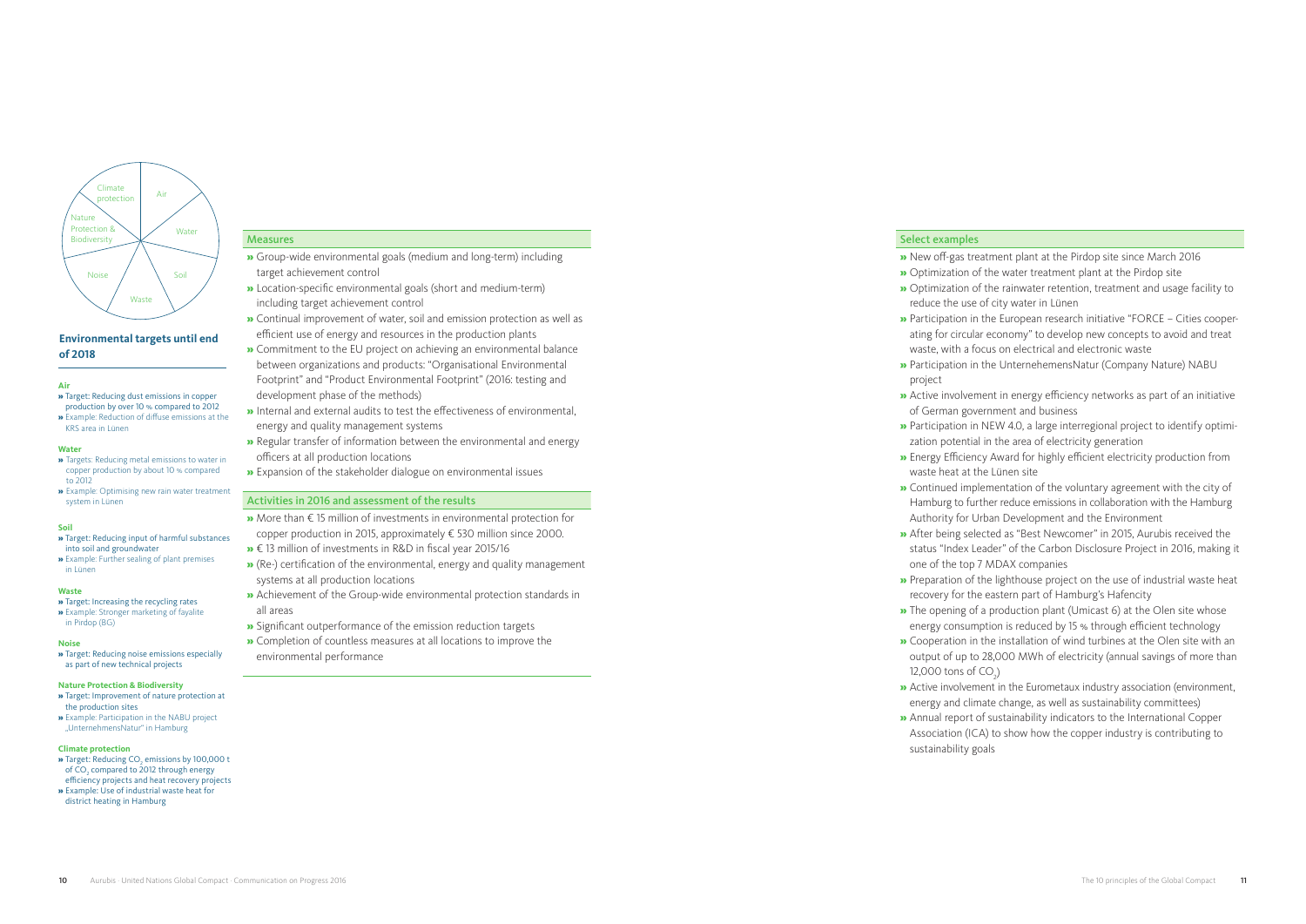Climate protection | Air | Water | Soil | Waste | Noise | Nature Protection & Biodiversity

## Environmental targets until end of 2018

**Air**
- Target: Reducing dust emissions in copper production by over 10 % compared to 2012
- Example: Reduction of diffuse emissions at the KRS area in Lünen

**Water**
- Targets: Reducing metal emissions to water in copper production by about 10 % compared to 2012
- Example: Optimising new rain water treatment system in Lünen

**Soil**
- Target: Reducing input of harmful substances into soil and groundwater
- Example: Further sealing of plant premises in Lünen

**Waste**
- Target: Increasing the recycling rates
- Example: Stronger marketing of fayalite in Pirdop (BG)

**Noise**
- Target: Reducing noise emissions especially as part of new technical projects

**Nature Protection & Biodiversity**
- Target: Improvement of nature protection at the production sites
- Example: Participation in the NABU project „UnternehmensNatur" in Hamburg

**Climate protection**
- Target: Reducing $CO_2$ emissions by 100,000 t of $CO_2$ compared to 2012 through energy efficiency projects and heat recovery projects
- Example: Use of industrial waste heat for district heating in Hamburg

### Measures

- Group-wide environmental goals (medium and long-term) including target achievement control
- Location-specific environmental goals (short and medium-term) including target achievement control
- Continual improvement of water, soil and emission protection as well as efficient use of energy and resources in the production plants
- Commitment to the EU project on achieving an environmental balance between organizations and products: "Organisational Environmental Footprint" and "Product Environmental Footprint" (2016: testing and development phase of the methods)
- Internal and external audits to test the effectiveness of environmental, energy and quality management systems
- Regular transfer of information between the environmental and energy officers at all production locations
- Expansion of the stakeholder dialogue on environmental issues

### Activities in 2016 and assessment of the results

- More than € 15 million of investments in environmental protection for copper production in 2015, approximately € 530 million since 2000.
- € 13 million of investments in R&D in fiscal year 2015/16
- (Re-) certification of the environmental, energy and quality management systems at all production locations
- Achievement of the Group-wide environmental protection standards in all areas
- Significant outperformance of the emission reduction targets
- Completion of countless measures at all locations to improve the environmental performance

### Select examples

- New off-gas treatment plant at the Pirdop site since March 2016
- Optimization of the water treatment plant at the Pirdop site
- Optimization of the rainwater retention, treatment and usage facility to reduce the use of city water in Lünen
- Participation in the European research initiative "FORCE – Cities cooperating for circular economy" to develop new concepts to avoid and treat waste, with a focus on electrical and electronic waste
- Participation in the UnternehemensNatur (Company Nature) NABU project
- Active involvement in energy efficiency networks as part of an initiative of German government and business
- Participation in NEW 4.0, a large interregional project to identify optimization potential in the area of electricity generation
- Energy Efficiency Award for highly efficient electricity production from waste heat at the Lünen site
- Continued implementation of the voluntary agreement with the city of Hamburg to further reduce emissions in collaboration with the Hamburg Authority for Urban Development and the Environment
- After being selected as "Best Newcomer" in 2015, Aurubis received the status "Index Leader" of the Carbon Disclosure Project in 2016, making it one of the top 7 MDAX companies
- Preparation of the lighthouse project on the use of industrial waste heat recovery for the eastern part of Hamburg's Hafencity
- The opening of a production plant (Umicast 6) at the Olen site whose energy consumption is reduced by 15 % through efficient technology
- Cooperation in the installation of wind turbines at the Olen site with an output of up to 28,000 MWh of electricity (annual savings of more than 12,000 tons of $CO_2$)
- Active involvement in the Eurometaux industry association (environment, energy and climate change, as well as sustainability committees)
- Annual report of sustainability indicators to the International Copper Association (ICA) to show how the copper industry is contributing to sustainability goals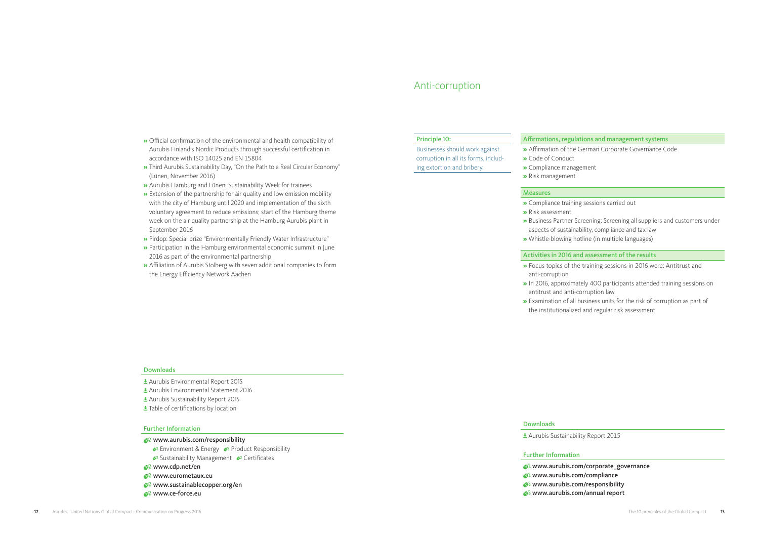- Official confirmation of the environmental and health compatibility of Aurubis Finland's Nordic Products through successful certification in accordance with ISO 14025 and EN 15804
- Third Aurubis Sustainability Day, "On the Path to a Real Circular Economy" (Lünen, November 2016)
- Aurubis Hamburg and Lünen: Sustainability Week for trainees
- Extension of the partnership for air quality and low emission mobility with the city of Hamburg until 2020 and implementation of the sixth voluntary agreement to reduce emissions; start of the Hamburg theme week on the air quality partnership at the Hamburg Aurubis plant in September 2016
- Pirdop: Special prize "Environmentally Friendly Water Infrastructure"
- Participation in the Hamburg environmental economic summit in June 2016 as part of the environmental partnership
- Affiliation of Aurubis Stolberg with seven additional companies to form the Energy Efficiency Network Aachen

### Downloads

- Aurubis Environmental Report 2015
- Aurubis Environmental Statement 2016
- Aurubis Sustainability Report 2015
- Table of certifications by location

### Further Information

- **www.aurubis.com/responsibility**
  - Environment & Energy
  - Product Responsibility
  - Sustainability Management
  - Certificates
- **www.cdp.net/en**
- **www.eurometaux.eu**
- **www.sustainablecopper.org/en**
- **www.ce-force.eu**

# Anti-corruption

### Principle 10:

Businesses should work against corruption in all its forms, including extortion and bribery.

### Affirmations, regulations and management systems

- Affirmation of the German Corporate Governance Code
- Code of Conduct
- Compliance management
- Risk management

### Measures

- Compliance training sessions carried out
- Risk assessment
- Business Partner Screening: Screening all suppliers and customers under aspects of sustainability, compliance and tax law
- Whistle-blowing hotline (in multiple languages)

### Activities in 2016 and assessment of the results

- Focus topics of the training sessions in 2016 were: Antitrust and anti-corruption
- In 2016, approximately 400 participants attended training sessions on antitrust and anti-corruption law.
- Examination of all business units for the risk of corruption as part of the institutionalized and regular risk assessment

### Downloads

- Aurubis Sustainability Report 2015

### Further Information

- **www.aurubis.com/corporate_governance**
- **www.aurubis.com/compliance**
- **www.aurubis.com/responsibility**
- **www.aurubis.com/annual report**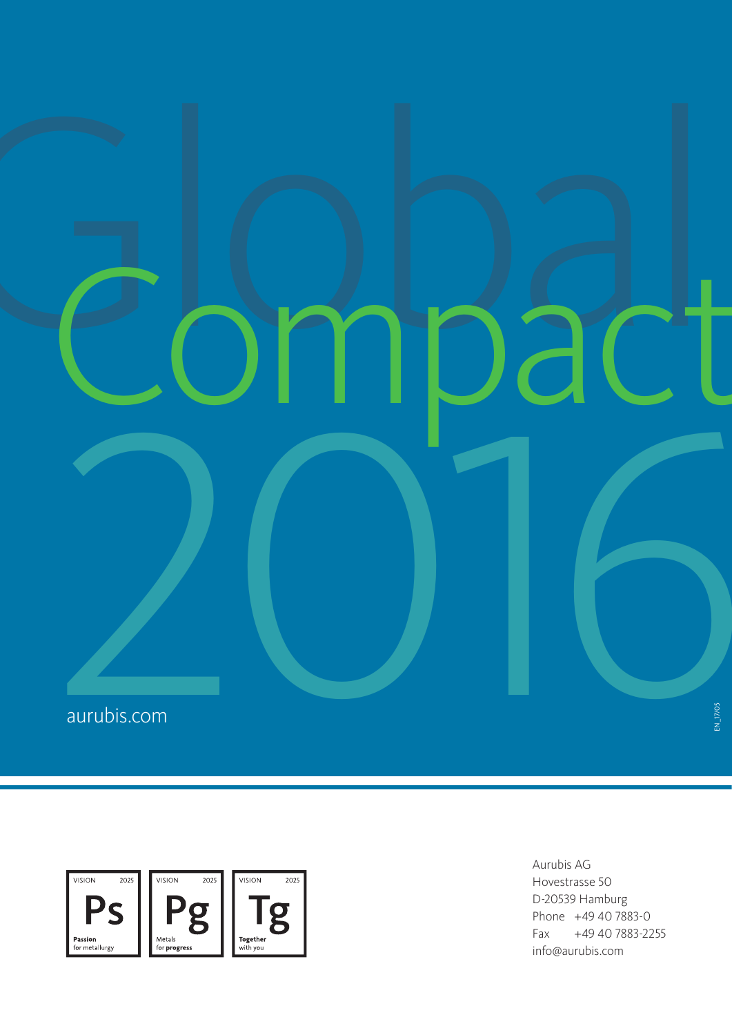# Global Compact 2016

aurubis.com

EN_17/05

VISION 2025
Ps
Passion for metallurgy

VISION 2025
Pg
Metals for progress

VISION 2025
Tg
Together with you

Aurubis AG
Hovestrasse 50
D-20539 Hamburg
Phone +49 40 7883-0
Fax +49 40 7883-2255
info@aurubis.com